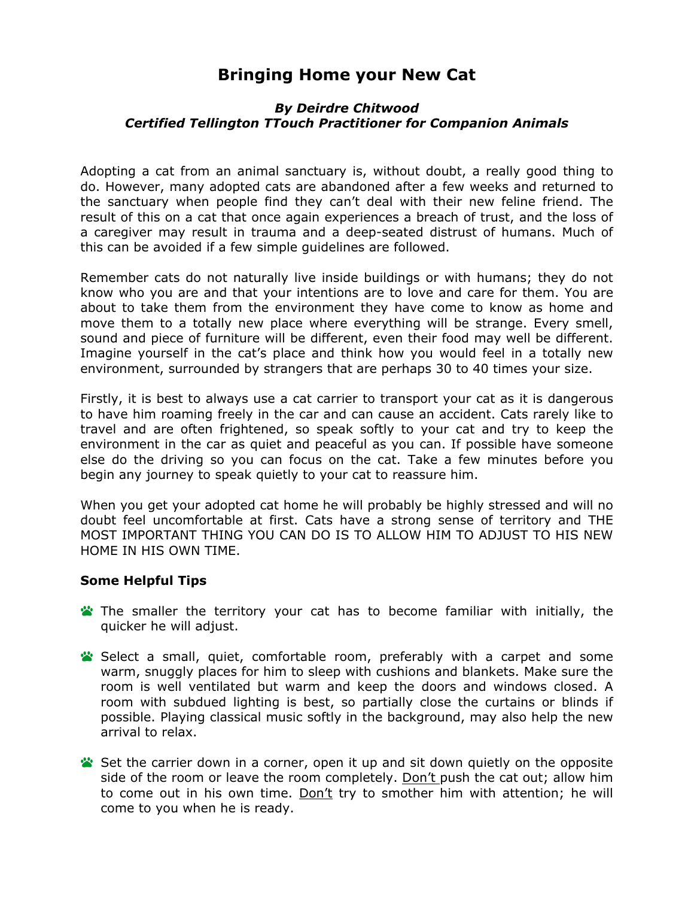# Bringing Home your New Cat

***By Deirdre Chitwood***
***Certified Tellington TTouch Practitioner for Companion Animals***

Adopting a cat from an animal sanctuary is, without doubt, a really good thing to do. However, many adopted cats are abandoned after a few weeks and returned to the sanctuary when people find they can't deal with their new feline friend. The result of this on a cat that once again experiences a breach of trust, and the loss of a caregiver may result in trauma and a deep-seated distrust of humans. Much of this can be avoided if a few simple guidelines are followed.

Remember cats do not naturally live inside buildings or with humans; they do not know who you are and that your intentions are to love and care for them. You are about to take them from the environment they have come to know as home and move them to a totally new place where everything will be strange. Every smell, sound and piece of furniture will be different, even their food may well be different. Imagine yourself in the cat's place and think how you would feel in a totally new environment, surrounded by strangers that are perhaps 30 to 40 times your size.

Firstly, it is best to always use a cat carrier to transport your cat as it is dangerous to have him roaming freely in the car and can cause an accident. Cats rarely like to travel and are often frightened, so speak softly to your cat and try to keep the environment in the car as quiet and peaceful as you can. If possible have someone else do the driving so you can focus on the cat. Take a few minutes before you begin any journey to speak quietly to your cat to reassure him.

When you get your adopted cat home he will probably be highly stressed and will no doubt feel uncomfortable at first. Cats have a strong sense of territory and THE MOST IMPORTANT THING YOU CAN DO IS TO ALLOW HIM TO ADJUST TO HIS NEW HOME IN HIS OWN TIME.

**Some Helpful Tips**

- The smaller the territory your cat has to become familiar with initially, the quicker he will adjust.
- Select a small, quiet, comfortable room, preferably with a carpet and some warm, snuggly places for him to sleep with cushions and blankets. Make sure the room is well ventilated but warm and keep the doors and windows closed. A room with subdued lighting is best, so partially close the curtains or blinds if possible. Playing classical music softly in the background, may also help the new arrival to relax.
- Set the carrier down in a corner, open it up and sit down quietly on the opposite side of the room or leave the room completely. <u>Don't</u> push the cat out; allow him to come out in his own time. <u>Don't</u> try to smother him with attention; he will come to you when he is ready.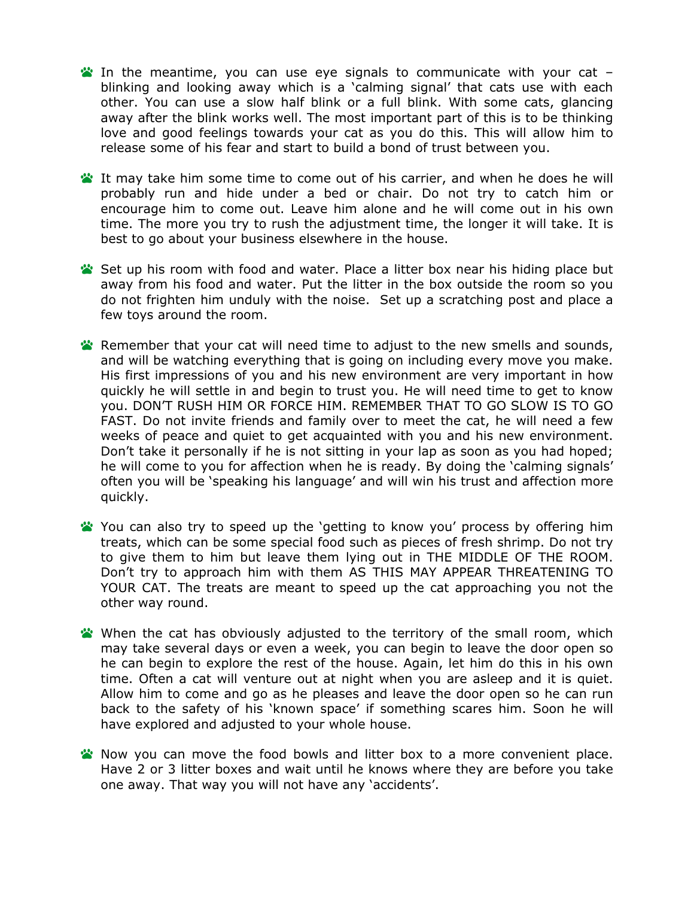- In the meantime, you can use eye signals to communicate with your cat – blinking and looking away which is a 'calming signal' that cats use with each other. You can use a slow half blink or a full blink. With some cats, glancing away after the blink works well. The most important part of this is to be thinking love and good feelings towards your cat as you do this. This will allow him to release some of his fear and start to build a bond of trust between you.

- It may take him some time to come out of his carrier, and when he does he will probably run and hide under a bed or chair. Do not try to catch him or encourage him to come out. Leave him alone and he will come out in his own time. The more you try to rush the adjustment time, the longer it will take. It is best to go about your business elsewhere in the house.

- Set up his room with food and water. Place a litter box near his hiding place but away from his food and water. Put the litter in the box outside the room so you do not frighten him unduly with the noise. Set up a scratching post and place a few toys around the room.

- Remember that your cat will need time to adjust to the new smells and sounds, and will be watching everything that is going on including every move you make. His first impressions of you and his new environment are very important in how quickly he will settle in and begin to trust you. He will need time to get to know you. DON'T RUSH HIM OR FORCE HIM. REMEMBER THAT TO GO SLOW IS TO GO FAST. Do not invite friends and family over to meet the cat, he will need a few weeks of peace and quiet to get acquainted with you and his new environment. Don't take it personally if he is not sitting in your lap as soon as you had hoped; he will come to you for affection when he is ready. By doing the 'calming signals' often you will be 'speaking his language' and will win his trust and affection more quickly.

- You can also try to speed up the 'getting to know you' process by offering him treats, which can be some special food such as pieces of fresh shrimp. Do not try to give them to him but leave them lying out in THE MIDDLE OF THE ROOM. Don't try to approach him with them AS THIS MAY APPEAR THREATENING TO YOUR CAT. The treats are meant to speed up the cat approaching you not the other way round.

- When the cat has obviously adjusted to the territory of the small room, which may take several days or even a week, you can begin to leave the door open so he can begin to explore the rest of the house. Again, let him do this in his own time. Often a cat will venture out at night when you are asleep and it is quiet. Allow him to come and go as he pleases and leave the door open so he can run back to the safety of his 'known space' if something scares him. Soon he will have explored and adjusted to your whole house.

- Now you can move the food bowls and litter box to a more convenient place. Have 2 or 3 litter boxes and wait until he knows where they are before you take one away. That way you will not have any 'accidents'.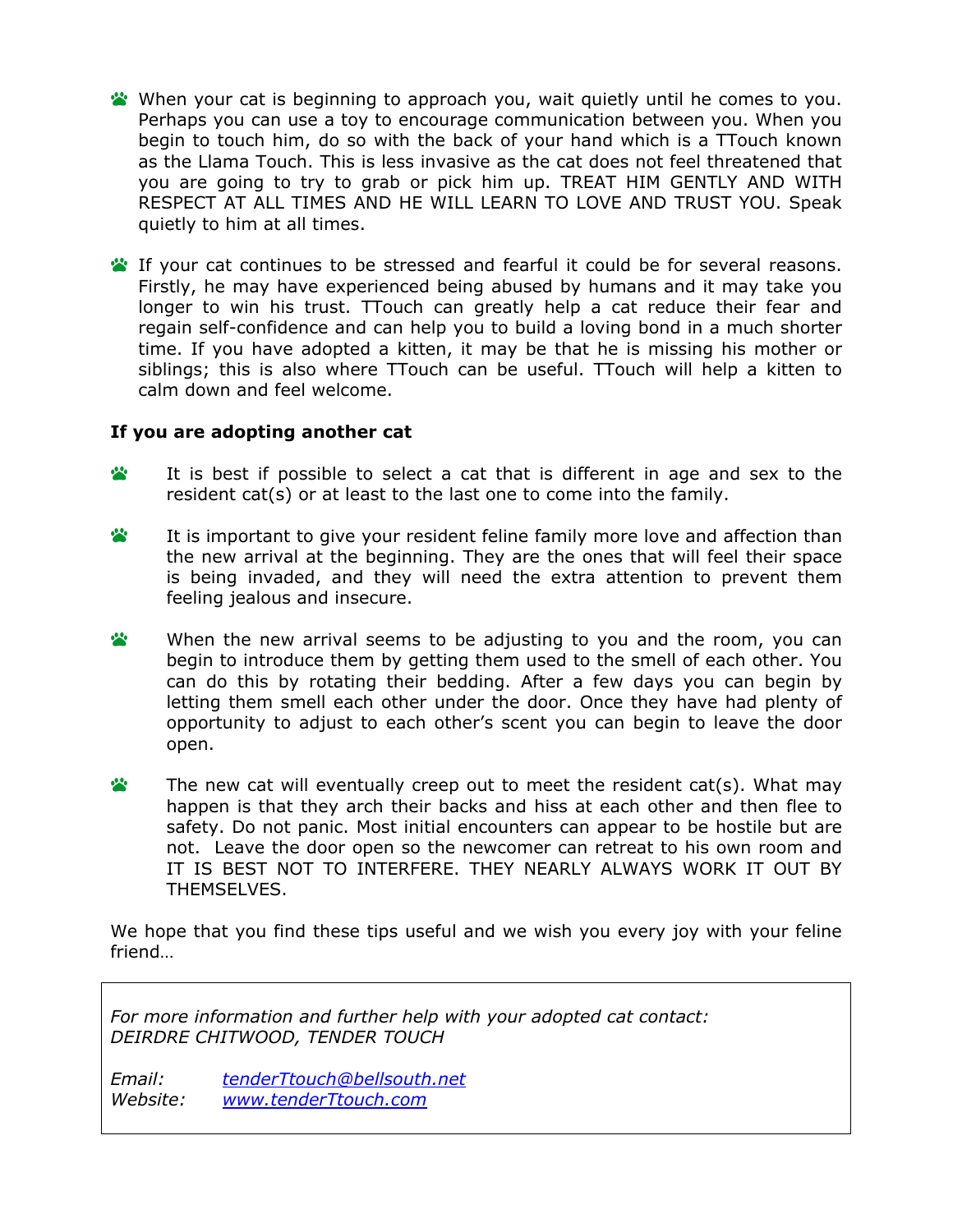- When your cat is beginning to approach you, wait quietly until he comes to you. Perhaps you can use a toy to encourage communication between you. When you begin to touch him, do so with the back of your hand which is a TTouch known as the Llama Touch. This is less invasive as the cat does not feel threatened that you are going to try to grab or pick him up. TREAT HIM GENTLY AND WITH RESPECT AT ALL TIMES AND HE WILL LEARN TO LOVE AND TRUST YOU. Speak quietly to him at all times.

- If your cat continues to be stressed and fearful it could be for several reasons. Firstly, he may have experienced being abused by humans and it may take you longer to win his trust. TTouch can greatly help a cat reduce their fear and regain self-confidence and can help you to build a loving bond in a much shorter time. If you have adopted a kitten, it may be that he is missing his mother or siblings; this is also where TTouch can be useful. TTouch will help a kitten to calm down and feel welcome.

**If you are adopting another cat**

- It is best if possible to select a cat that is different in age and sex to the resident cat(s) or at least to the last one to come into the family.

- It is important to give your resident feline family more love and affection than the new arrival at the beginning. They are the ones that will feel their space is being invaded, and they will need the extra attention to prevent them feeling jealous and insecure.

- When the new arrival seems to be adjusting to you and the room, you can begin to introduce them by getting them used to the smell of each other. You can do this by rotating their bedding. After a few days you can begin by letting them smell each other under the door. Once they have had plenty of opportunity to adjust to each other's scent you can begin to leave the door open.

- The new cat will eventually creep out to meet the resident cat(s). What may happen is that they arch their backs and hiss at each other and then flee to safety. Do not panic. Most initial encounters can appear to be hostile but are not. Leave the door open so the newcomer can retreat to his own room and IT IS BEST NOT TO INTERFERE. THEY NEARLY ALWAYS WORK IT OUT BY THEMSELVES.

We hope that you find these tips useful and we wish you every joy with your feline friend…

*For more information and further help with your adopted cat contact:*
*DEIRDRE CHITWOOD, TENDER TOUCH*

*Email:* [tenderTtouch@bellsouth.net](mailto:tenderTtouch@bellsouth.net)
*Website:* [www.tenderTtouch.com](http://www.tenderTtouch.com)